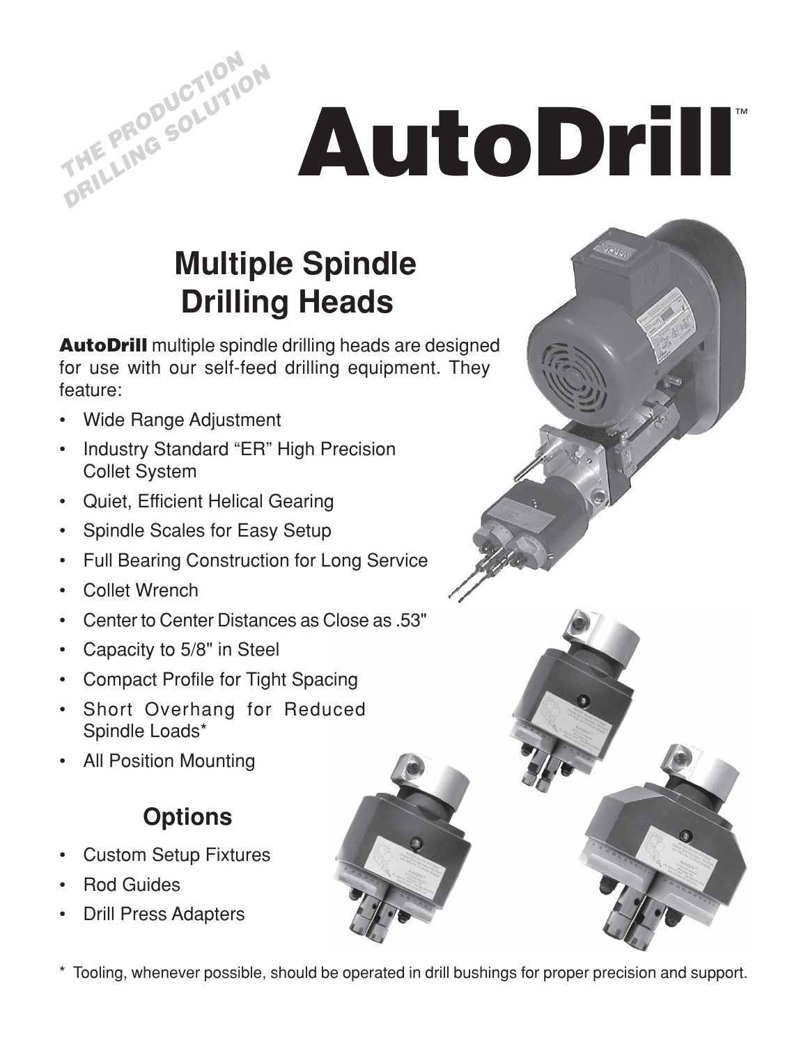THE PRODUCTION DRILLING SOLUTION

# AutoDrill™

## Multiple Spindle Drilling Heads

**AutoDrill** multiple spindle drilling heads are designed for use with our self-feed drilling equipment. They feature:

- Wide Range Adjustment
- Industry Standard "ER" High Precision Collet System
- Quiet, Efficient Helical Gearing
- Spindle Scales for Easy Setup
- Full Bearing Construction for Long Service
- Collet Wrench
- Center to Center Distances as Close as .53"
- Capacity to 5/8" in Steel
- Compact Profile for Tight Spacing
- Short Overhang for Reduced Spindle Loads*
- All Position Mounting

### Options

- Custom Setup Fixtures
- Rod Guides
- Drill Press Adapters

\* Tooling, whenever possible, should be operated in drill bushings for proper precision and support.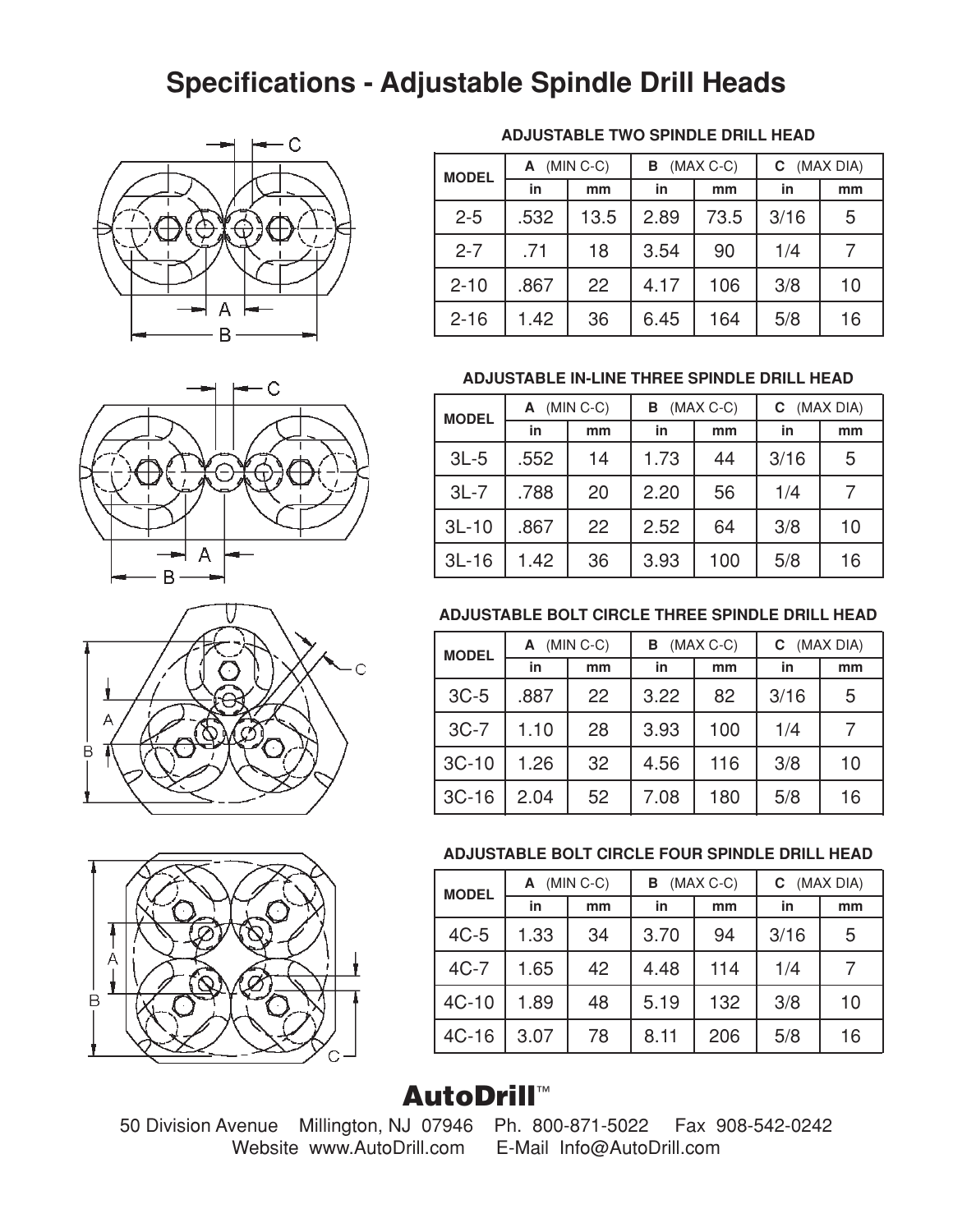# Specifications - Adjustable Spindle Drill Heads

### ADJUSTABLE TWO SPINDLE DRILL HEAD

| MODEL | A (MIN C-C) | | B (MAX C-C) | | C (MAX DIA) | |
|---|---|---|---|---|---|---|
| | in | mm | in | mm | in | mm |
| 2-5 | .532 | 13.5 | 2.89 | 73.5 | 3/16 | 5 |
| 2-7 | .71 | 18 | 3.54 | 90 | 1/4 | 7 |
| 2-10 | .867 | 22 | 4.17 | 106 | 3/8 | 10 |
| 2-16 | 1.42 | 36 | 6.45 | 164 | 5/8 | 16 |

### ADJUSTABLE IN-LINE THREE SPINDLE DRILL HEAD

| MODEL | A (MIN C-C) | | B (MAX C-C) | | C (MAX DIA) | |
|---|---|---|---|---|---|---|
| | in | mm | in | mm | in | mm |
| 3L-5 | .552 | 14 | 1.73 | 44 | 3/16 | 5 |
| 3L-7 | .788 | 20 | 2.20 | 56 | 1/4 | 7 |
| 3L-10 | .867 | 22 | 2.52 | 64 | 3/8 | 10 |
| 3L-16 | 1.42 | 36 | 3.93 | 100 | 5/8 | 16 |

### ADJUSTABLE BOLT CIRCLE THREE SPINDLE DRILL HEAD

| MODEL | A (MIN C-C) | | B (MAX C-C) | | C (MAX DIA) | |
|---|---|---|---|---|---|---|
| | in | mm | in | mm | in | mm |
| 3C-5 | .887 | 22 | 3.22 | 82 | 3/16 | 5 |
| 3C-7 | 1.10 | 28 | 3.93 | 100 | 1/4 | 7 |
| 3C-10 | 1.26 | 32 | 4.56 | 116 | 3/8 | 10 |
| 3C-16 | 2.04 | 52 | 7.08 | 180 | 5/8 | 16 |

### ADJUSTABLE BOLT CIRCLE FOUR SPINDLE DRILL HEAD

| MODEL | A (MIN C-C) | | B (MAX C-C) | | C (MAX DIA) | |
|---|---|---|---|---|---|---|
| | in | mm | in | mm | in | mm |
| 4C-5 | 1.33 | 34 | 3.70 | 94 | 3/16 | 5 |
| 4C-7 | 1.65 | 42 | 4.48 | 114 | 1/4 | 7 |
| 4C-10 | 1.89 | 48 | 5.19 | 132 | 3/8 | 10 |
| 4C-16 | 3.07 | 78 | 8.11 | 206 | 5/8 | 16 |

**AutoDrill™**

50 Division Avenue Millington, NJ 07946 Ph. 800-871-5022 Fax 908-542-0242
Website www.AutoDrill.com E-Mail Info@AutoDrill.com